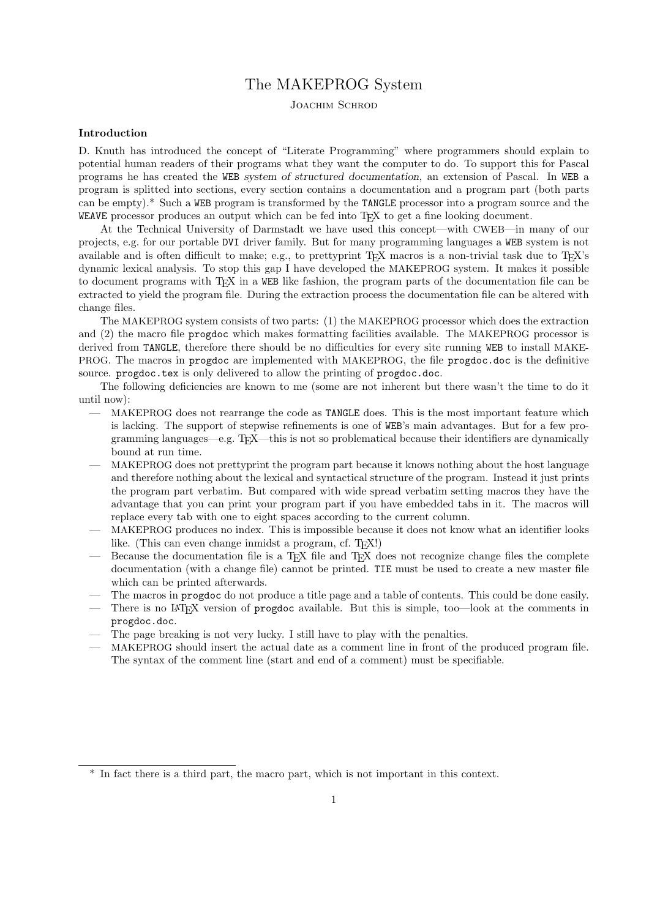# The MAKEPROG System

Joachim Schrod

### Introduction

D. Knuth has introduced the concept of "Literate Programming" where programmers should explain to potential human readers of their programs what they want the computer to do. To support this for Pascal programs he has created the `WEB` *system of structured documentation*, an extension of Pascal. In `WEB` a program is splitted into sections, every section contains a documentation and a program part (both parts can be empty).* Such a `WEB` program is transformed by the `TANGLE` processor into a program source and the `WEAVE` processor produces an output which can be fed into TeX to get a fine looking document.

At the Technical University of Darmstadt we have used this concept—with CWEB—in many of our projects, e.g. for our portable `DVI` driver family. But for many programming languages a `WEB` system is not available and is often difficult to make; e.g., to prettyprint TeX macros is a non-trivial task due to TeX's dynamic lexical analysis. To stop this gap I have developed the MAKEPROG system. It makes it possible to document programs with TeX in a `WEB` like fashion, the program parts of the documentation file can be extracted to yield the program file. During the extraction process the documentation file can be altered with change files.

The MAKEPROG system consists of two parts: (1) the MAKEPROG processor which does the extraction and (2) the macro file `progdoc` which makes formatting facilities available. The MAKEPROG processor is derived from `TANGLE`, therefore there should be no difficulties for every site running `WEB` to install MAKEPROG. The macros in `progdoc` are implemented with MAKEPROG, the file `progdoc.doc` is the definitive source. `progdoc.tex` is only delivered to allow the printing of `progdoc.doc`.

The following deficiencies are known to me (some are not inherent but there wasn't the time to do it until now):

- MAKEPROG does not rearrange the code as `TANGLE` does. This is the most important feature which is lacking. The support of stepwise refinements is one of `WEB`'s main advantages. But for a few programming languages—e.g. TeX—this is not so problematical because their identifiers are dynamically bound at run time.
- MAKEPROG does not prettyprint the program part because it knows nothing about the host language and therefore nothing about the lexical and syntactical structure of the program. Instead it just prints the program part verbatim. But compared with wide spread verbatim setting macros they have the advantage that you can print your program part if you have embedded tabs in it. The macros will replace every tab with one to eight spaces according to the current column.
- MAKEPROG produces no index. This is impossible because it does not know what an identifier looks like. (This can even change inmidst a program, cf. TeX!)
- Because the documentation file is a TeX file and TeX does not recognize change files the complete documentation (with a change file) cannot be printed. `TIE` must be used to create a new master file which can be printed afterwards.
- The macros in `progdoc` do not produce a title page and a table of contents. This could be done easily.
- There is no LaTeX version of `progdoc` available. But this is simple, too—look at the comments in `progdoc.doc`.
- The page breaking is not very lucky. I still have to play with the penalties.
- MAKEPROG should insert the actual date as a comment line in front of the produced program file. The syntax of the comment line (start and end of a comment) must be specifiable.

---

* In fact there is a third part, the macro part, which is not important in this context.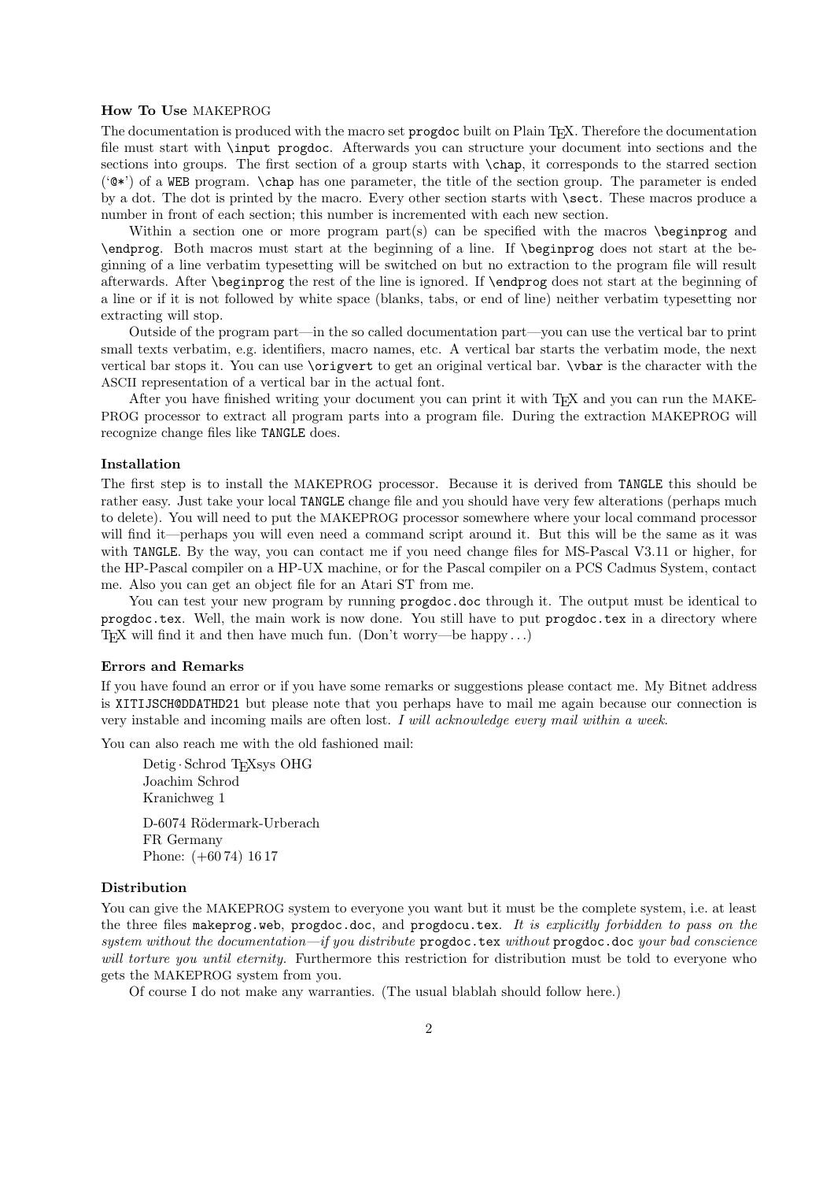### How To Use MAKEPROG

The documentation is produced with the macro set `progdoc` built on Plain TeX. Therefore the documentation file must start with `\input progdoc`. Afterwards you can structure your document into sections and the sections into groups. The first section of a group starts with `\chap`, it corresponds to the starred section ('`@*`') of a `WEB` program. `\chap` has one parameter, the title of the section group. The parameter is ended by a dot. The dot is printed by the macro. Every other section starts with `\sect`. These macros produce a number in front of each section; this number is incremented with each new section.

Within a section one or more program part(s) can be specified with the macros `\beginprog` and `\endprog`. Both macros must start at the beginning of a line. If `\beginprog` does not start at the beginning of a line verbatim typesetting will be switched on but no extraction to the program file will result afterwards. After `\beginprog` the rest of the line is ignored. If `\endprog` does not start at the beginning of a line or if it is not followed by white space (blanks, tabs, or end of line) neither verbatim typesetting nor extracting will stop.

Outside of the program part—in the so called documentation part—you can use the vertical bar to print small texts verbatim, e.g. identifiers, macro names, etc. A vertical bar starts the verbatim mode, the next vertical bar stops it. You can use `\origvert` to get an original vertical bar. `\vbar` is the character with the ASCII representation of a vertical bar in the actual font.

After you have finished writing your document you can print it with TeX and you can run the MAKEPROG processor to extract all program parts into a program file. During the extraction MAKEPROG will recognize change files like `TANGLE` does.

### Installation

The first step is to install the MAKEPROG processor. Because it is derived from `TANGLE` this should be rather easy. Just take your local `TANGLE` change file and you should have very few alterations (perhaps much to delete). You will need to put the MAKEPROG processor somewhere where your local command processor will find it—perhaps you will even need a command script around it. But this will be the same as it was with `TANGLE`. By the way, you can contact me if you need change files for MS-Pascal V3.11 or higher, for the HP-Pascal compiler on a HP-UX machine, or for the Pascal compiler on a PCS Cadmus System, contact me. Also you can get an object file for an Atari ST from me.

You can test your new program by running `progdoc.doc` through it. The output must be identical to `progdoc.tex`. Well, the main work is now done. You still have to put `progdoc.tex` in a directory where TeX will find it and then have much fun. (Don't worry—be happy ...)

### Errors and Remarks

If you have found an error or if you have some remarks or suggestions please contact me. My Bitnet address is `XITIJSCH@DDATHD21` but please note that you perhaps have to mail me again because our connection is very instable and incoming mails are often lost. *I will acknowledge every mail within a week.*

You can also reach me with the old fashioned mail:

Detig · Schrod TeXsys OHG
Joachim Schrod
Kranichweg 1

D-6074 Rödermark-Urberach
FR Germany
Phone: (+60 74) 16 17

### Distribution

You can give the MAKEPROG system to everyone you want but it must be the complete system, i.e. at least the three files `makeprog.web`, `progdoc.doc`, and `progdocu.tex`. *It is explicitly forbidden to pass on the system without the documentation—if you distribute* `progdoc.tex` *without* `progdoc.doc` *your bad conscience will torture you until eternity.* Furthermore this restriction for distribution must be told to everyone who gets the MAKEPROG system from you.

Of course I do not make any warranties. (The usual blablah should follow here.)